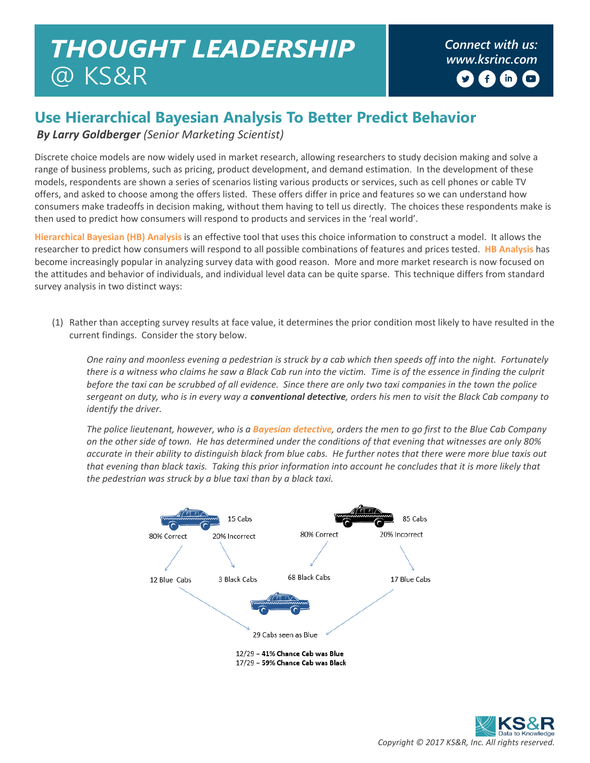# THOUGHT LEADERSHIP @ KS&R

Connect with us: www.ksrinc.com

## Use Hierarchical Bayesian Analysis To Better Predict Behavior

***By Larry Goldberger*** *(Senior Marketing Scientist)*

Discrete choice models are now widely used in market research, allowing researchers to study decision making and solve a range of business problems, such as pricing, product development, and demand estimation. In the development of these models, respondents are shown a series of scenarios listing various products or services, such as cell phones or cable TV offers, and asked to choose among the offers listed. These offers differ in price and features so we can understand how consumers make tradeoffs in decision making, without them having to tell us directly. The choices these respondents make is then used to predict how consumers will respond to products and services in the 'real world'.

**Hierarchical Bayesian (HB) Analysis** is an effective tool that uses this choice information to construct a model. It allows the researcher to predict how consumers will respond to all possible combinations of features and prices tested. **HB Analysis** has become increasingly popular in analyzing survey data with good reason. More and more market research is now focused on the attitudes and behavior of individuals, and individual level data can be quite sparse. This technique differs from standard survey analysis in two distinct ways:

(1) Rather than accepting survey results at face value, it determines the prior condition most likely to have resulted in the current findings. Consider the story below.

*One rainy and moonless evening a pedestrian is struck by a cab which then speeds off into the night. Fortunately there is a witness who claims he saw a Black Cab run into the victim. Time is of the essence in finding the culprit before the taxi can be scrubbed of all evidence. Since there are only two taxi companies in the town the police sergeant on duty, who is in every way a* ***conventional detective****, orders his men to visit the Black Cab company to identify the driver.*

*The police lieutenant, however, who is a* ***Bayesian detective****, orders the men to go first to the Blue Cab Company on the other side of town. He has determined under the conditions of that evening that witnesses are only 80% accurate in their ability to distinguish black from blue cabs. He further notes that there were more blue taxis out that evening than black taxis. Taking this prior information into account he concludes that it is more likely that the pedestrian was struck by a blue taxi than by a black taxi.*

15 Cabs — 80% Correct → 12 Blue Cabs; 20% Incorrect → 3 Black Cabs

85 Cabs — 80% Correct → 68 Black Cabs; 20% Incorrect → 17 Blue Cabs

29 Cabs seen as Blue

12/29 = **41% Chance Cab was Blue**
17/29 = **59% Chance Cab was Black**

*Copyright © 2017 KS&R, Inc. All rights reserved.*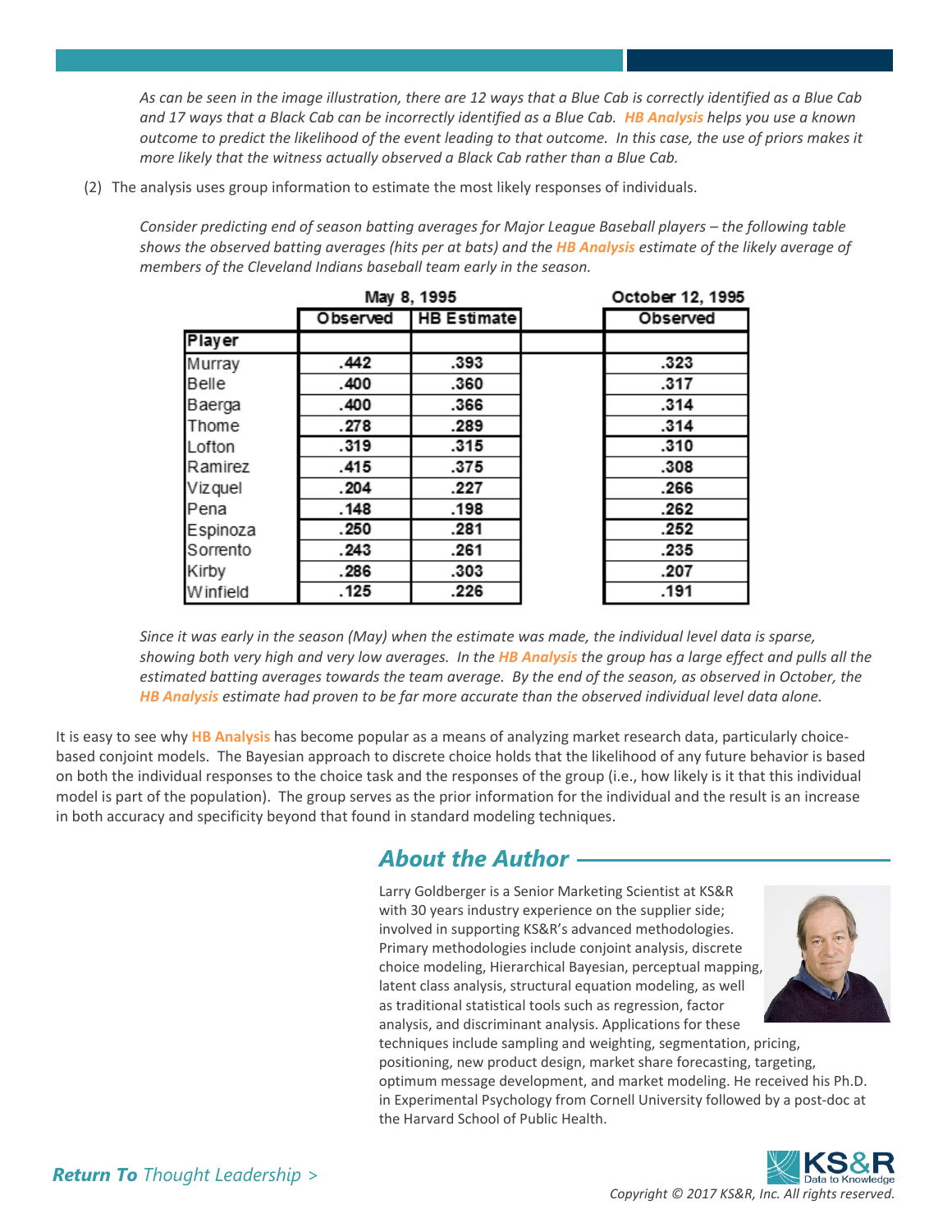*As can be seen in the image illustration, there are 12 ways that a Blue Cab is correctly identified as a Blue Cab and 17 ways that a Black Cab can be incorrectly identified as a Blue Cab. **HB Analysis** helps you use a known outcome to predict the likelihood of the event leading to that outcome. In this case, the use of priors makes it more likely that the witness actually observed a Black Cab rather than a Blue Cab.*

(2) The analysis uses group information to estimate the most likely responses of individuals.

*Consider predicting end of season batting averages for Major League Baseball players – the following table shows the observed batting averages (hits per at bats) and the **HB Analysis** estimate of the likely average of members of the Cleveland Indians baseball team early in the season.*

| | May 8, 1995 | | October 12, 1995 |
|---|---|---|---|
| | Observed | HB Estimate | Observed |
| Player | | | |
| Murray | .442 | .393 | .323 |
| Belle | .400 | .360 | .317 |
| Baerga | .400 | .366 | .314 |
| Thome | .278 | .289 | .314 |
| Lofton | .319 | .315 | .310 |
| Ramirez | .415 | .375 | .308 |
| Vizquel | .204 | .227 | .266 |
| Pena | .148 | .198 | .262 |
| Espinoza | .250 | .281 | .252 |
| Sorrento | .243 | .261 | .235 |
| Kirby | .286 | .303 | .207 |
| Winfield | .125 | .226 | .191 |

*Since it was early in the season (May) when the estimate was made, the individual level data is sparse, showing both very high and very low averages. In the **HB Analysis** the group has a large effect and pulls all the estimated batting averages towards the team average. By the end of the season, as observed in October, the **HB Analysis** estimate had proven to be far more accurate than the observed individual level data alone.*

It is easy to see why **HB Analysis** has become popular as a means of analyzing market research data, particularly choice-based conjoint models. The Bayesian approach to discrete choice holds that the likelihood of any future behavior is based on both the individual responses to the choice task and the responses of the group (i.e., how likely is it that this individual model is part of the population). The group serves as the prior information for the individual and the result is an increase in both accuracy and specificity beyond that found in standard modeling techniques.

## About the Author

Larry Goldberger is a Senior Marketing Scientist at KS&R with 30 years industry experience on the supplier side; involved in supporting KS&R's advanced methodologies. Primary methodologies include conjoint analysis, discrete choice modeling, Hierarchical Bayesian, perceptual mapping, latent class analysis, structural equation modeling, as well as traditional statistical tools such as regression, factor analysis, and discriminant analysis. Applications for these techniques include sampling and weighting, segmentation, pricing, positioning, new product design, market share forecasting, targeting, optimum message development, and market modeling. He received his Ph.D. in Experimental Psychology from Cornell University followed by a post-doc at the Harvard School of Public Health.

***Return To** Thought Leadership >*

*Copyright © 2017 KS&R, Inc. All rights reserved.*